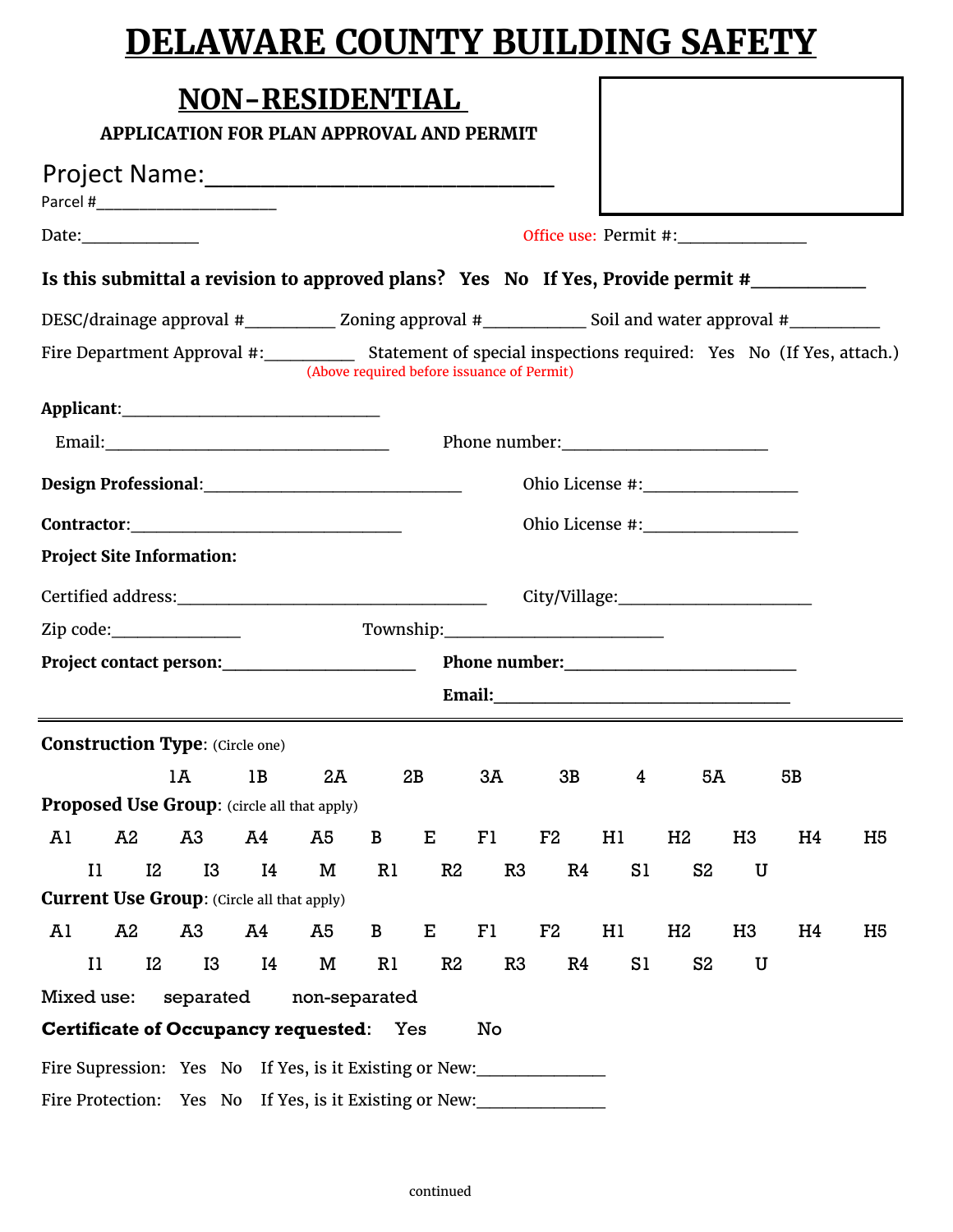# DELAWARE COUNTY BUILDING SAFETY

## NON-RESIDENTIAL

**APPLICATION FOR PLAN APPROVAL AND PERMIT**

Project Name:_______________________________

Parcel #_______________________

Date:______________ Office use: Permit #:_______________

**Is this submittal a revision to approved plans? Yes No If Yes, Provide permit #____________**

DESC/drainage approval #__________ Zoning approval #____________ Soil and water approval #__________

Fire Department Approval #:__________ Statement of special inspections required: Yes No (If Yes, attach.)

(Above required before issuance of Permit)

**Applicant**:_______________________________

Email:__________________________________ Phone number:________________________

**Design Professional**:______________________________ Ohio License #:_________________

**Contractor**:_______________________________ Ohio License #:_________________

**Project Site Information:**

Certified address:____________________________________ City/Village:______________________

Zip code:_______________ Township:_________________________

**Project contact person:**______________________ **Phone number:**___________________________

**Email:**__________________________________

---

**Construction Type**: (Circle one)

1A 1B 2A 2B 3A 3B 4 5A 5B

**Proposed Use Group**: (circle all that apply)

A1 A2 A3 A4 A5 B E F1 F2 H1 H2 H3 H4 H5

I1 I2 I3 I4 M R1 R2 R3 R4 S1 S2 U

**Current Use Group**: (Circle all that apply)

A1 A2 A3 A4 A5 B E F1 F2 H1 H2 H3 H4 H5

I1 I2 I3 I4 M R1 R2 R3 R4 S1 S2 U

Mixed use: separated non-separated

**Certificate of Occupancy requested**: Yes No

Fire Supression: Yes No If Yes, is it Existing or New:______________

Fire Protection: Yes No If Yes, is it Existing or New:______________

continued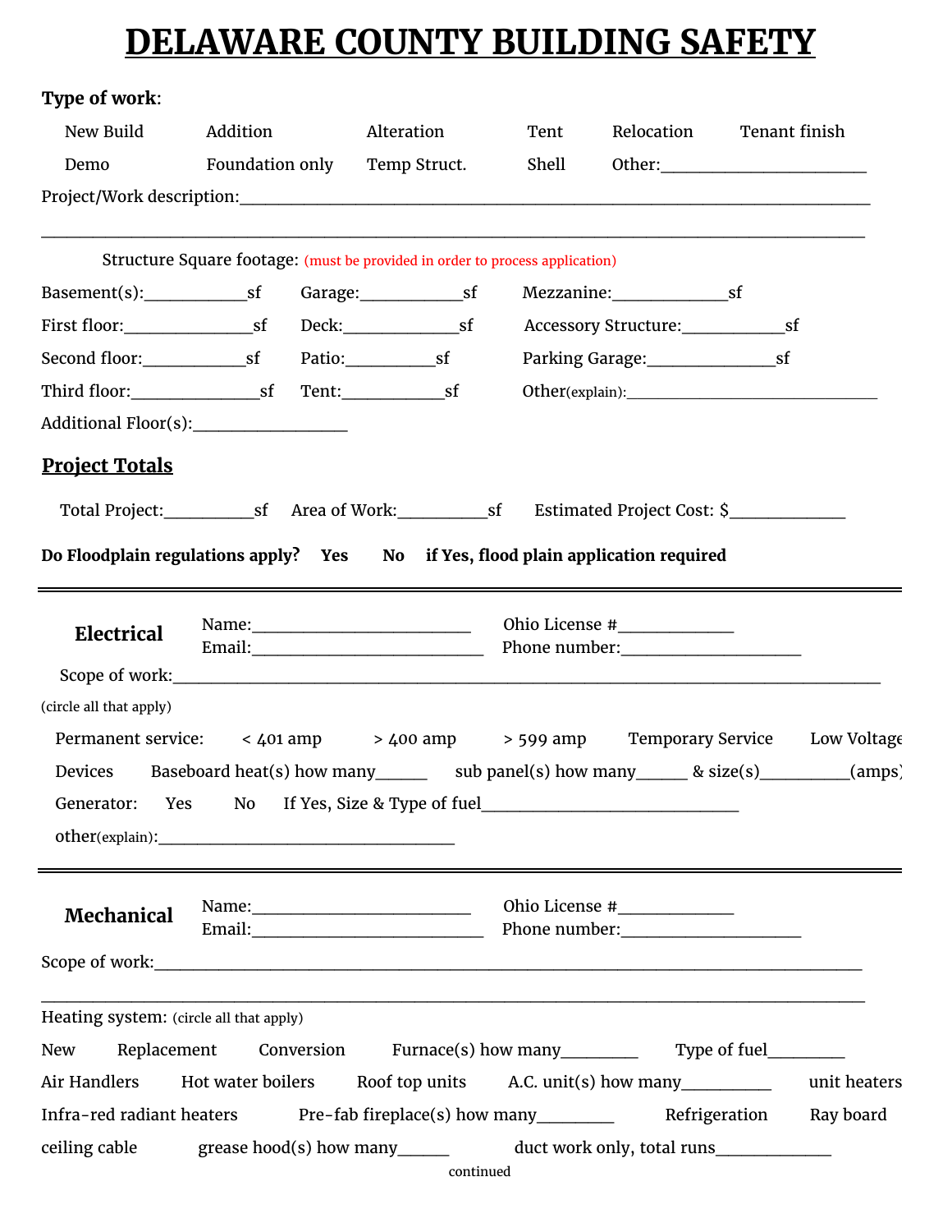# DELAWARE COUNTY BUILDING SAFETY

**Type of work**:

New Build　　Addition　　Alteration　　Tent　　Relocation　　Tenant finish

Demo　　Foundation only　　Temp Struct.　　Shell　　Other:______________________

Project/Work description:______________________________________________________________________

______________________________________________________________________________________________

Structure Square footage: (must be provided in order to process application)

Basement(s):___________sf　　Garage:___________sf　　Mezzanine:____________sf

First floor:______________sf　　Deck:_____________sf　　Accessory Structure:___________sf

Second floor:___________sf　　Patio:_________sf　　Parking Garage:______________sf

Third floor:______________sf　　Tent:___________sf　　Other(explain):_____________________________

Additional Floor(s):_________________

## Project Totals

Total Project:__________sf　　Area of Work:__________sf　　Estimated Project Cost: $_____________

**Do Floodplain regulations apply?　Yes　　No　　if Yes, flood plain application required**

---

### Electrical

Name:________________________　　Ohio License #_____________

Email:_________________________　　Phone number:____________________

Scope of work:_____________________________________________________________________________

(circle all that apply)

Permanent service:　　< 401 amp　　> 400 amp　　> 599 amp　　Temporary Service　　Low Voltage

Devices　　Baseboard heat(s) how many______　　sub panel(s) how many______ & size(s)__________(amps)

Generator:　　Yes　　No　　If Yes, Size & Type of fuel_____________________________

other(explain):__________________________________

---

### Mechanical

Name:________________________　　Ohio License #_____________

Email:_________________________　　Phone number:____________________

Scope of work:_____________________________________________________________________________

______________________________________________________________________________________________

Heating system: (circle all that apply)

New　　Replacement　　Conversion　　Furnace(s) how many_________　　Type of fuel_________

Air Handlers　　Hot water boilers　　Roof top units　　A.C. unit(s) how many__________　　unit heaters

Infra-red radiant heaters　　Pre-fab fireplace(s) how many_________　　Refrigeration　　Ray board

ceiling cable　　grease hood(s) how many______　　duct work only, total runs_____________

continued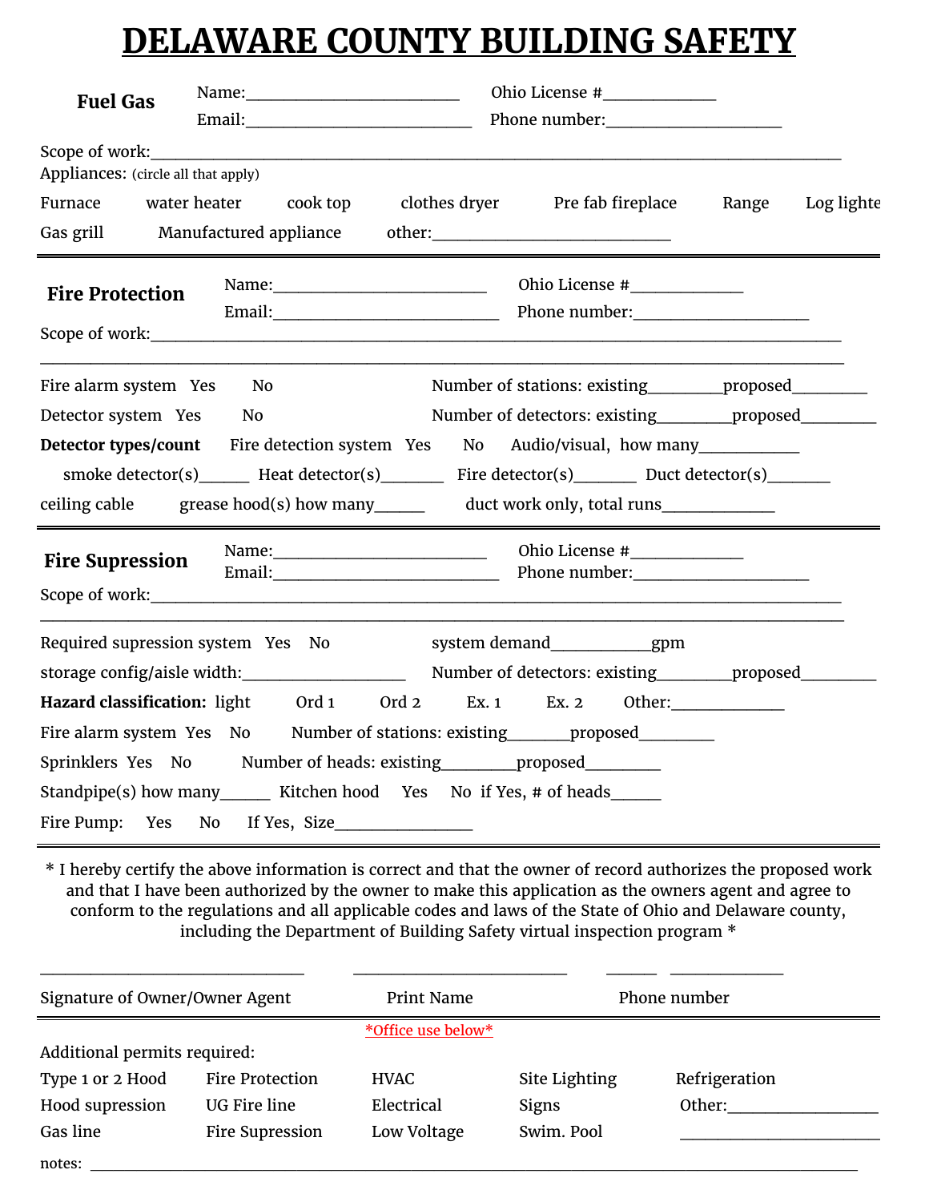# DELAWARE COUNTY BUILDING SAFETY

## Fuel Gas

Name:_________________________ Ohio License #_____________

Email:__________________________ Phone number:____________________

Scope of work:________________________________________________________________________________

Appliances: (circle all that apply)

Furnace water heater cook top clothes dryer Pre fab fireplace Range Log lighte

Gas grill Manufactured appliance other:___________________________

---

## Fire Protection

Name:_________________________ Ohio License #_____________

Email:__________________________ Phone number:____________________

Scope of work:________________________________________________________________________________

_____________________________________________________________________________________________

Fire alarm system Yes No Number of stations: existing________proposed________

Detector system Yes No Number of detectors: existing________proposed________

**Detector types/count** Fire detection system Yes No Audio/visual, how many___________

smoke detector(s)______ Heat detector(s)_______ Fire detector(s)_______ Duct detector(s)_______

ceiling cable grease hood(s) how many______ duct work only, total runs_____________

---

## Fire Supression

Name:_________________________ Ohio License #_____________

Email:__________________________ Phone number:____________________

Scope of work:________________________________________________________________________________

_____________________________________________________________________________________________

Required supression system Yes No system demand___________gpm

storage config/aisle width:___________________ Number of detectors: existing________proposed________

**Hazard classification:** light Ord 1 Ord 2 Ex. 1 Ex. 2 Other:_____________

Fire alarm system Yes No Number of stations: existing_______proposed________

Sprinklers Yes No Number of heads: existing________proposed________

Standpipe(s) how many______ Kitchen hood Yes No if Yes, # of heads______

Fire Pump: Yes No If Yes, Size________________

---

\* I hereby certify the above information is correct and that the owner of record authorizes the proposed work and that I have been authorized by the owner to make this application as the owners agent and agree to conform to the regulations and all applicable codes and laws of the State of Ohio and Delaware county, including the Department of Building Safety virtual inspection program *

______________________________ _________________________ ______ _____________

Signature of Owner/Owner Agent Print Name Phone number

---

*Office use below*

Additional permits required:

| | | | | |
|---|---|---|---|---|
| Type 1 or 2 Hood | Fire Protection | HVAC | Site Lighting | Refrigeration |
| Hood supression | UG Fire line | Electrical | Signs | Other:_________________ |
| Gas line | Fire Supression | Low Voltage | Swim. Pool | _______________________ |

notes: ________________________________________________________________________________________